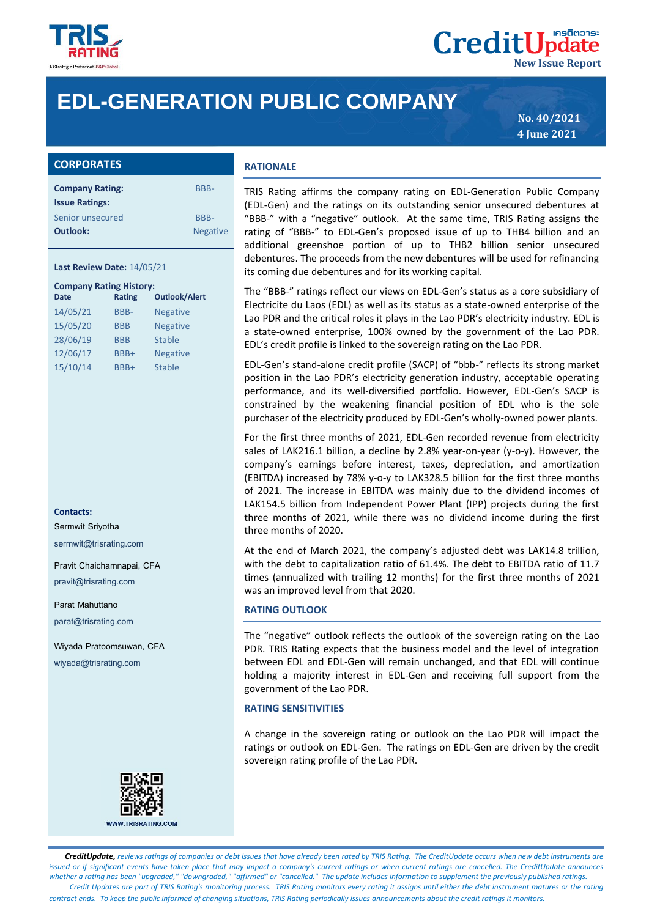# EDL-GENERATION PUBLIC COMPANY

No. 40/2021
4 June 2021

## CORPORATES

| | |
|---|---|
| **Company Rating:** | BBB- |
| **Issue Ratings:** | |
| Senior unsecured | BBB- |
| **Outlook:** | Negative |

**Last Review Date:** 14/05/21

**Company Rating History:**

| Date | Rating | Outlook/Alert |
|---|---|---|
| 14/05/21 | BBB- | Negative |
| 15/05/20 | BBB | Negative |
| 28/06/19 | BBB | Stable |
| 12/06/17 | BBB+ | Negative |
| 15/10/14 | BBB+ | Stable |

**Contacts:**

Sermwit Sriyotha
sermwit@trisrating.com

Pravit Chaichamnapai, CFA
pravit@trisrating.com

Parat Mahuttano
parat@trisrating.com

Wiyada Pratoomsuwan, CFA
wiyada@trisrating.com

WWW.TRISRATING.COM

## RATIONALE

TRIS Rating affirms the company rating on EDL-Generation Public Company (EDL-Gen) and the ratings on its outstanding senior unsecured debentures at "BBB-" with a "negative" outlook. At the same time, TRIS Rating assigns the rating of "BBB-" to EDL-Gen's proposed issue of up to THB4 billion and an additional greenshoe portion of up to THB2 billion senior unsecured debentures. The proceeds from the new debentures will be used for refinancing its coming due debentures and for its working capital.

The "BBB-" ratings reflect our views on EDL-Gen's status as a core subsidiary of Electricite du Laos (EDL) as well as its status as a state-owned enterprise of the Lao PDR and the critical roles it plays in the Lao PDR's electricity industry. EDL is a state-owned enterprise, 100% owned by the government of the Lao PDR. EDL's credit profile is linked to the sovereign rating on the Lao PDR.

EDL-Gen's stand-alone credit profile (SACP) of "bbb-" reflects its strong market position in the Lao PDR's electricity generation industry, acceptable operating performance, and its well-diversified portfolio. However, EDL-Gen's SACP is constrained by the weakening financial position of EDL who is the sole purchaser of the electricity produced by EDL-Gen's wholly-owned power plants.

For the first three months of 2021, EDL-Gen recorded revenue from electricity sales of LAK216.1 billion, a decline by 2.8% year-on-year (y-o-y). However, the company's earnings before interest, taxes, depreciation, and amortization (EBITDA) increased by 78% y-o-y to LAK328.5 billion for the first three months of 2021. The increase in EBITDA was mainly due to the dividend incomes of LAK154.5 billion from Independent Power Plant (IPP) projects during the first three months of 2021, while there was no dividend income during the first three months of 2020.

At the end of March 2021, the company's adjusted debt was LAK14.8 trillion, with the debt to capitalization ratio of 61.4%. The debt to EBITDA ratio of 11.7 times (annualized with trailing 12 months) for the first three months of 2021 was an improved level from that 2020.

## RATING OUTLOOK

The "negative" outlook reflects the outlook of the sovereign rating on the Lao PDR. TRIS Rating expects that the business model and the level of integration between EDL and EDL-Gen will remain unchanged, and that EDL will continue holding a majority interest in EDL-Gen and receiving full support from the government of the Lao PDR.

## RATING SENSITIVITIES

A change in the sovereign rating or outlook on the Lao PDR will impact the ratings or outlook on EDL-Gen. The ratings on EDL-Gen are driven by the credit sovereign rating profile of the Lao PDR.

***CreditUpdate,** reviews ratings of companies or debt issues that have already been rated by TRIS Rating. The CreditUpdate occurs when new debt instruments are issued or if significant events have taken place that may impact a company's current ratings or when current ratings are cancelled. The CreditUpdate announces whether a rating has been "upgraded," "downgraded," "affirmed" or "cancelled." The update includes information to supplement the previously published ratings.*

*Credit Updates are part of TRIS Rating's monitoring process. TRIS Rating monitors every rating it assigns until either the debt instrument matures or the rating contract ends. To keep the public informed of changing situations, TRIS Rating periodically issues announcements about the credit ratings it monitors.*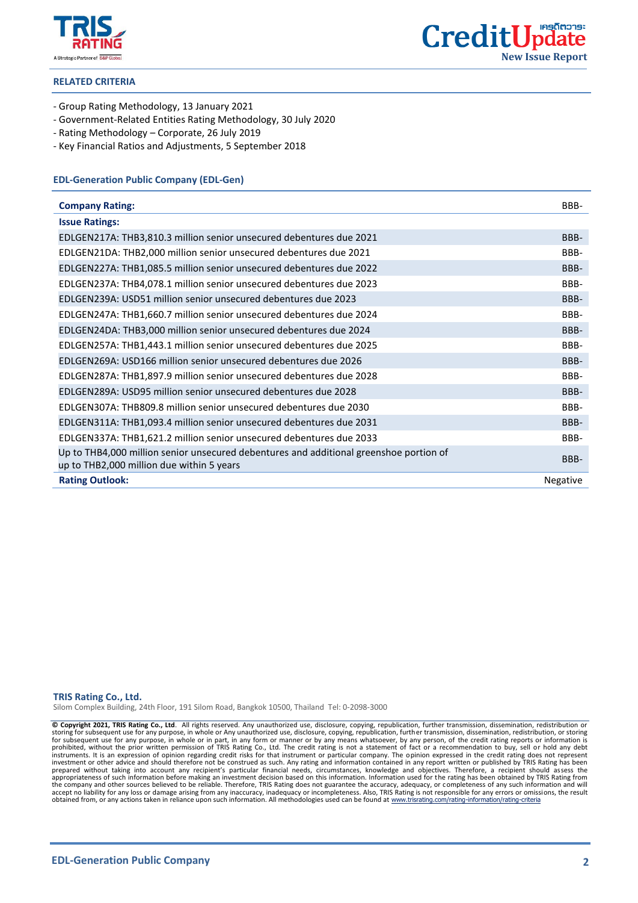## RELATED CRITERIA

- Group Rating Methodology, 13 January 2021
- Government-Related Entities Rating Methodology, 30 July 2020
- Rating Methodology – Corporate, 26 July 2019
- Key Financial Ratios and Adjustments, 5 September 2018

### EDL-Generation Public Company (EDL-Gen)

| | |
|---|---|
| **Company Rating:** | BBB- |
| **Issue Ratings:** | |
| EDLGEN217A: THB3,810.3 million senior unsecured debentures due 2021 | BBB- |
| EDLGEN21DA: THB2,000 million senior unsecured debentures due 2021 | BBB- |
| EDLGEN227A: THB1,085.5 million senior unsecured debentures due 2022 | BBB- |
| EDLGEN237A: THB4,078.1 million senior unsecured debentures due 2023 | BBB- |
| EDLGEN239A: USD51 million senior unsecured debentures due 2023 | BBB- |
| EDLGEN247A: THB1,660.7 million senior unsecured debentures due 2024 | BBB- |
| EDLGEN24DA: THB3,000 million senior unsecured debentures due 2024 | BBB- |
| EDLGEN257A: THB1,443.1 million senior unsecured debentures due 2025 | BBB- |
| EDLGEN269A: USD166 million senior unsecured debentures due 2026 | BBB- |
| EDLGEN287A: THB1,897.9 million senior unsecured debentures due 2028 | BBB- |
| EDLGEN289A: USD95 million senior unsecured debentures due 2028 | BBB- |
| EDLGEN307A: THB809.8 million senior unsecured debentures due 2030 | BBB- |
| EDLGEN311A: THB1,093.4 million senior unsecured debentures due 2031 | BBB- |
| EDLGEN337A: THB1,621.2 million senior unsecured debentures due 2033 | BBB- |
| Up to THB4,000 million senior unsecured debentures and additional greenshoe portion of up to THB2,000 million due within 5 years | BBB- |
| **Rating Outlook:** | Negative |

**TRIS Rating Co., Ltd.**
Silom Complex Building, 24th Floor, 191 Silom Road, Bangkok 10500, Thailand Tel: 0-2098-3000

**© Copyright 2021, TRIS Rating Co., Ltd.** All rights reserved. Any unauthorized use, disclosure, copying, republication, further transmission, dissemination, redistribution or storing for subsequent use for any purpose, in whole or Any unauthorized use, disclosure, copying, republication, further transmission, dissemination, redistribution, or storing for subsequent use for any purpose, in whole or in part, in any form or manner or by any means whatsoever, by any person, of the credit rating reports or information is prohibited, without the prior written permission of TRIS Rating Co., Ltd. The credit rating is not a statement of fact or a recommendation to buy, sell or hold any debt instruments. It is an expression of opinion regarding credit risks for that instrument or particular company. The opinion expressed in the credit rating does not represent investment or other advice and should therefore not be construed as such. Any rating and information contained in any report written or published by TRIS Rating has been prepared without taking into account any recipient's particular financial needs, circumstances, knowledge and objectives. Therefore, a recipient should assess the appropriateness of such information before making an investment decision based on this information. Information used for the rating has been obtained by TRIS Rating from the company and other sources believed to be reliable. Therefore, TRIS Rating does not guarantee the accuracy, adequacy, or completeness of any such information and will accept no liability for any loss or damage arising from any inaccuracy, inadequacy or incompleteness. Also, TRIS Rating is not responsible for any errors or omissions, the result obtained from, or any actions taken in reliance upon such information. All methodologies used can be found at www.trisrating.com/rating-information/rating-criteria